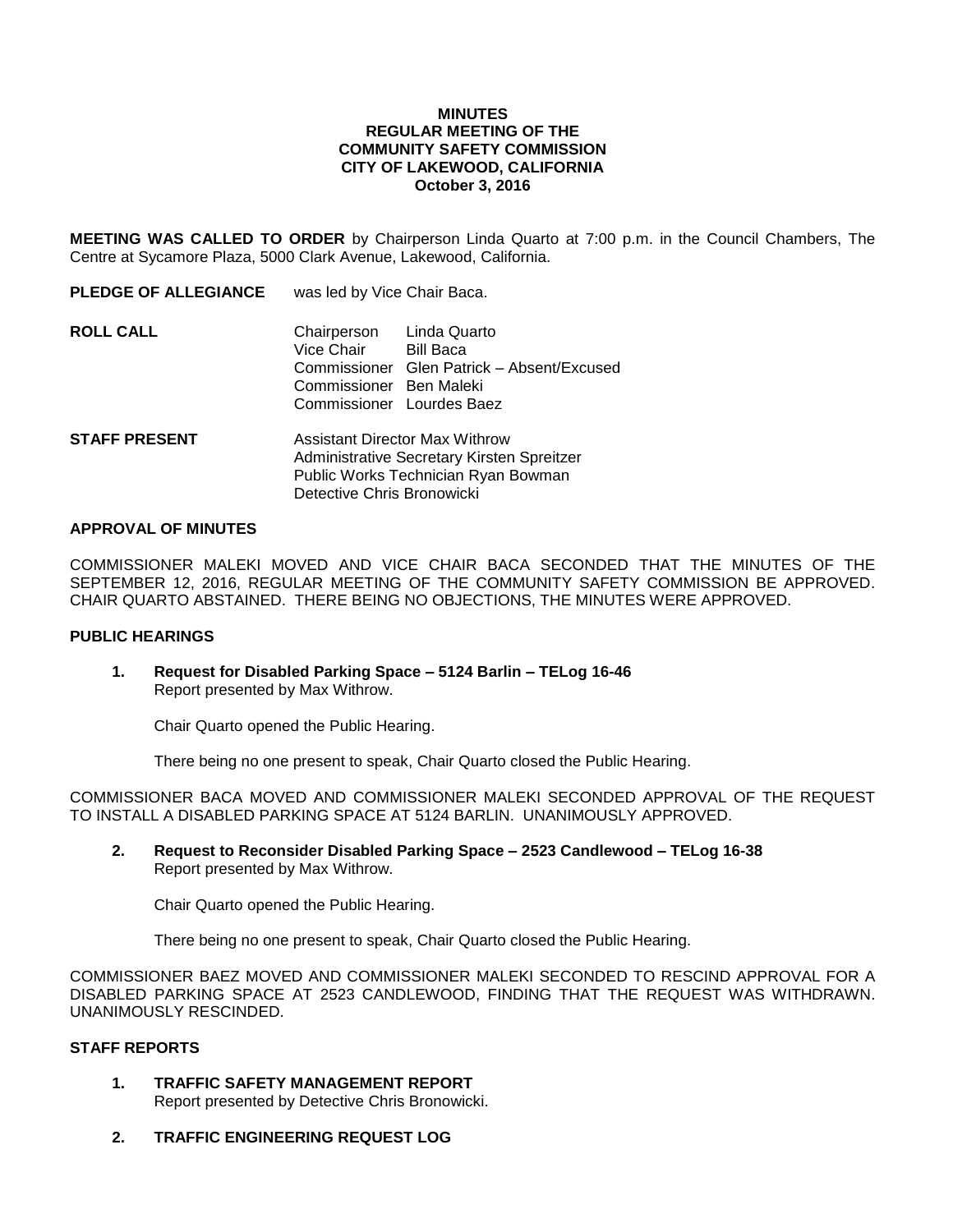**MINUTES**
**REGULAR MEETING OF THE**
**COMMUNITY SAFETY COMMISSION**
**CITY OF LAKEWOOD, CALIFORNIA**
**October 3, 2016**

**MEETING WAS CALLED TO ORDER** by Chairperson Linda Quarto at 7:00 p.m. in the Council Chambers, The Centre at Sycamore Plaza, 5000 Clark Avenue, Lakewood, California.

**PLEDGE OF ALLEGIANCE** was led by Vice Chair Baca.

**ROLL CALL**

| | |
|---|---|
| Chairperson | Linda Quarto |
| Vice Chair | Bill Baca |
| Commissioner | Glen Patrick – Absent/Excused |
| Commissioner | Ben Maleki |
| Commissioner | Lourdes Baez |

**STAFF PRESENT**

Assistant Director Max Withrow
Administrative Secretary Kirsten Spreitzer
Public Works Technician Ryan Bowman
Detective Chris Bronowicki

**APPROVAL OF MINUTES**

COMMISSIONER MALEKI MOVED AND VICE CHAIR BACA SECONDED THAT THE MINUTES OF THE SEPTEMBER 12, 2016, REGULAR MEETING OF THE COMMUNITY SAFETY COMMISSION BE APPROVED. CHAIR QUARTO ABSTAINED. THERE BEING NO OBJECTIONS, THE MINUTES WERE APPROVED.

**PUBLIC HEARINGS**

**1. Request for Disabled Parking Space – 5124 Barlin – TELog 16-46**
Report presented by Max Withrow.

Chair Quarto opened the Public Hearing.

There being no one present to speak, Chair Quarto closed the Public Hearing.

COMMISSIONER BACA MOVED AND COMMISSIONER MALEKI SECONDED APPROVAL OF THE REQUEST TO INSTALL A DISABLED PARKING SPACE AT 5124 BARLIN. UNANIMOUSLY APPROVED.

**2. Request to Reconsider Disabled Parking Space – 2523 Candlewood – TELog 16-38**
Report presented by Max Withrow.

Chair Quarto opened the Public Hearing.

There being no one present to speak, Chair Quarto closed the Public Hearing.

COMMISSIONER BAEZ MOVED AND COMMISSIONER MALEKI SECONDED TO RESCIND APPROVAL FOR A DISABLED PARKING SPACE AT 2523 CANDLEWOOD, FINDING THAT THE REQUEST WAS WITHDRAWN. UNANIMOUSLY RESCINDED.

**STAFF REPORTS**

**1. TRAFFIC SAFETY MANAGEMENT REPORT**
Report presented by Detective Chris Bronowicki.

**2. TRAFFIC ENGINEERING REQUEST LOG**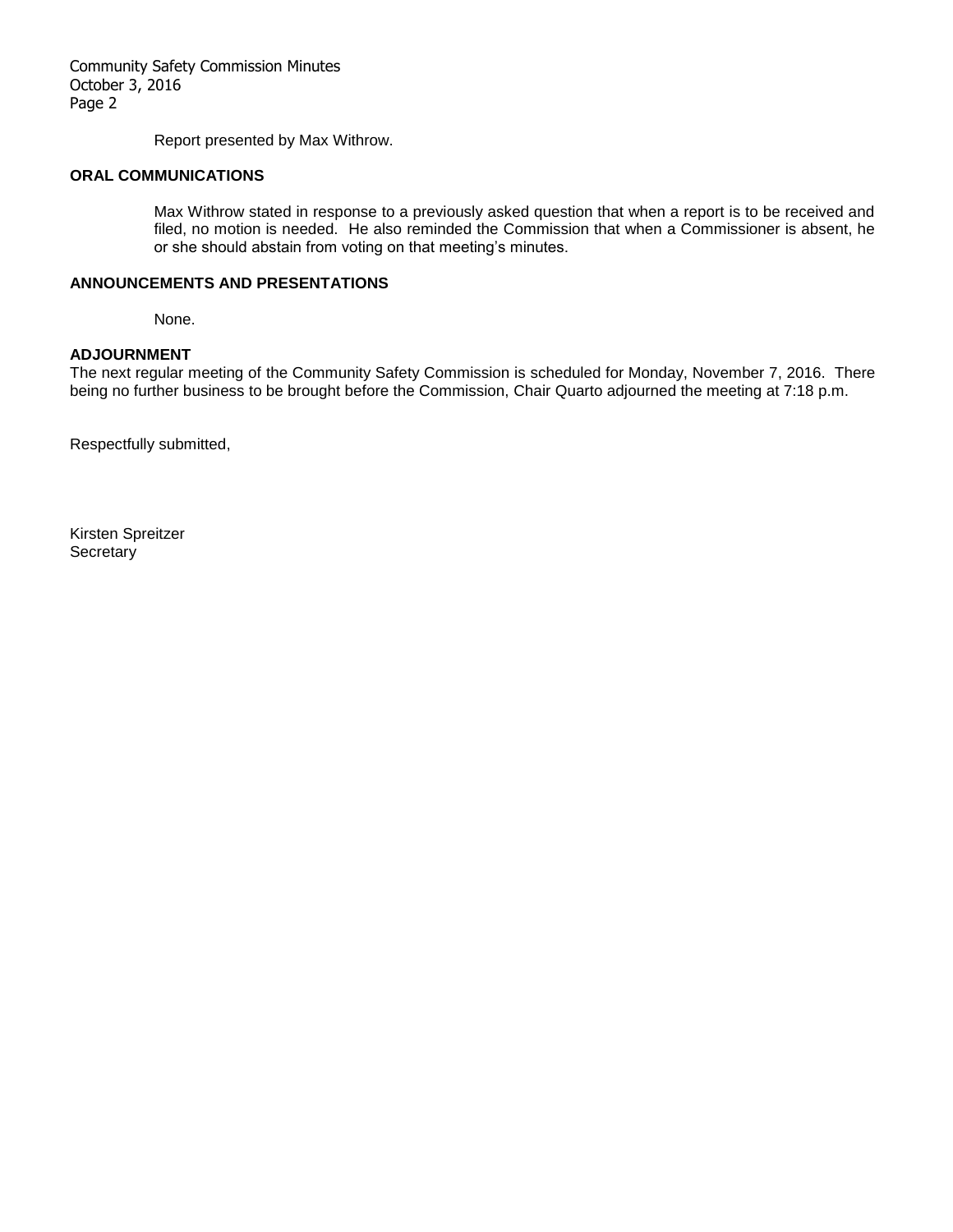Report presented by Max Withrow.

**ORAL COMMUNICATIONS**

Max Withrow stated in response to a previously asked question that when a report is to be received and filed, no motion is needed. He also reminded the Commission that when a Commissioner is absent, he or she should abstain from voting on that meeting's minutes.

**ANNOUNCEMENTS AND PRESENTATIONS**

None.

**ADJOURNMENT**

The next regular meeting of the Community Safety Commission is scheduled for Monday, November 7, 2016. There being no further business to be brought before the Commission, Chair Quarto adjourned the meeting at 7:18 p.m.

Respectfully submitted,

Kirsten Spreitzer
Secretary